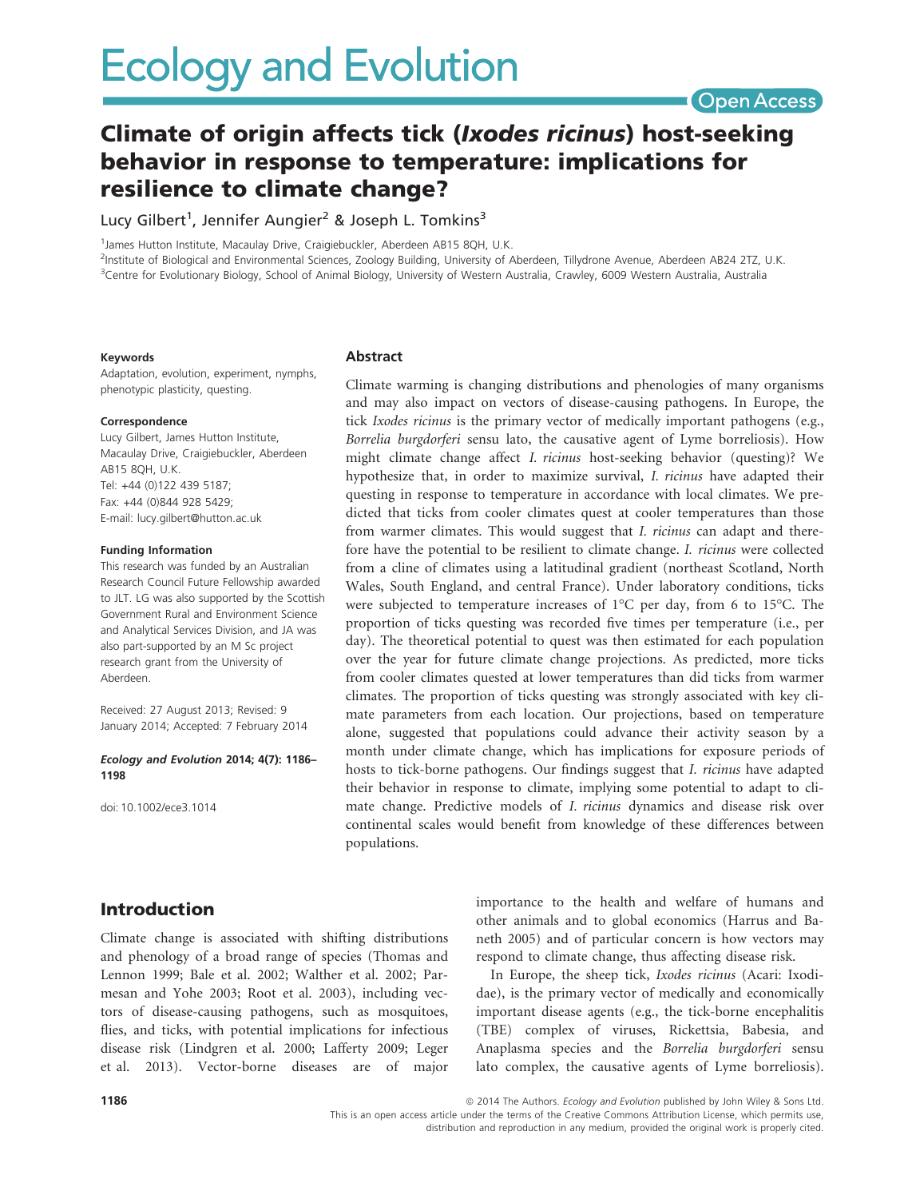# Climate of origin affects tick (*Ixodes ricinus*) host-seeking behavior in response to temperature: implications for resilience to climate change?

Lucy Gilbert[1], Jennifer Aungier[2] & Joseph L. Tomkins[3]

[1]James Hutton Institute, Macaulay Drive, Craigiebuckler, Aberdeen AB15 8QH, U.K.
[2]Institute of Biological and Environmental Sciences, Zoology Building, University of Aberdeen, Tillydrone Avenue, Aberdeen AB24 2TZ, U.K.
[3]Centre for Evolutionary Biology, School of Animal Biology, University of Western Australia, Crawley, 6009 Western Australia, Australia

**Keywords**

Adaptation, evolution, experiment, nymphs, phenotypic plasticity, questing.

**Correspondence**

Lucy Gilbert, James Hutton Institute, Macaulay Drive, Craigiebuckler, Aberdeen AB15 8QH, U.K.
Tel: +44 (0)122 439 5187;
Fax: +44 (0)844 928 5429;
E-mail: lucy.gilbert@hutton.ac.uk

**Funding Information**

This research was funded by an Australian Research Council Future Fellowship awarded to JLT. LG was also supported by the Scottish Government Rural and Environment Science and Analytical Services Division, and JA was also part-supported by an M Sc project research grant from the University of Aberdeen.

Received: 27 August 2013; Revised: 9 January 2014; Accepted: 7 February 2014

***Ecology and Evolution* 2014; 4(7): 1186–1198**

doi: 10.1002/ece3.1014

## Abstract

Climate warming is changing distributions and phenologies of many organisms and may also impact on vectors of disease-causing pathogens. In Europe, the tick *Ixodes ricinus* is the primary vector of medically important pathogens (e.g., *Borrelia burgdorferi* sensu lato, the causative agent of Lyme borreliosis). How might climate change affect *I. ricinus* host-seeking behavior (questing)? We hypothesize that, in order to maximize survival, *I. ricinus* have adapted their questing in response to temperature in accordance with local climates. We predicted that ticks from cooler climates quest at cooler temperatures than those from warmer climates. This would suggest that *I. ricinus* can adapt and therefore have the potential to be resilient to climate change. *I. ricinus* were collected from a cline of climates using a latitudinal gradient (northeast Scotland, North Wales, South England, and central France). Under laboratory conditions, ticks were subjected to temperature increases of 1°C per day, from 6 to 15°C. The proportion of ticks questing was recorded five times per temperature (i.e., per day). The theoretical potential to quest was then estimated for each population over the year for future climate change projections. As predicted, more ticks from cooler climates quested at lower temperatures than did ticks from warmer climates. The proportion of ticks questing was strongly associated with key climate parameters from each location. Our projections, based on temperature alone, suggested that populations could advance their activity season by a month under climate change, which has implications for exposure periods of hosts to tick-borne pathogens. Our findings suggest that *I. ricinus* have adapted their behavior in response to climate, implying some potential to adapt to climate change. Predictive models of *I. ricinus* dynamics and disease risk over continental scales would benefit from knowledge of these differences between populations.

## Introduction

Climate change is associated with shifting distributions and phenology of a broad range of species (Thomas and Lennon 1999; Bale et al. 2002; Walther et al. 2002; Parmesan and Yohe 2003; Root et al. 2003), including vectors of disease-causing pathogens, such as mosquitoes, flies, and ticks, with potential implications for infectious disease risk (Lindgren et al. 2000; Lafferty 2009; Leger et al. 2013). Vector-borne diseases are of major importance to the health and welfare of humans and other animals and to global economics (Harrus and Baneth 2005) and of particular concern is how vectors may respond to climate change, thus affecting disease risk.

In Europe, the sheep tick, *Ixodes ricinus* (Acari: Ixodidae), is the primary vector of medically and economically important disease agents (e.g., the tick-borne encephalitis (TBE) complex of viruses, Rickettsia, Babesia, and Anaplasma species and the *Borrelia burgdorferi* sensu lato complex, the causative agents of Lyme borreliosis).

© 2014 The Authors. *Ecology and Evolution* published by John Wiley & Sons Ltd.
This is an open access article under the terms of the Creative Commons Attribution License, which permits use, distribution and reproduction in any medium, provided the original work is properly cited.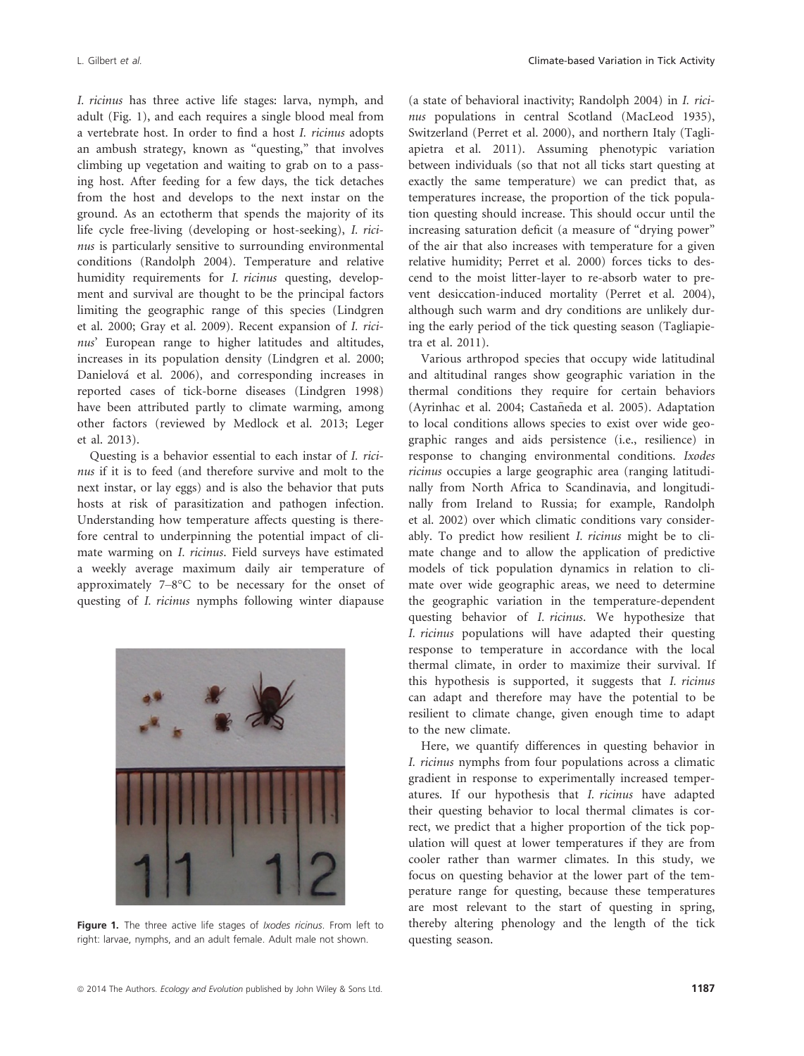*I. ricinus* has three active life stages: larva, nymph, and adult (Fig. 1), and each requires a single blood meal from a vertebrate host. In order to find a host *I. ricinus* adopts an ambush strategy, known as "questing," that involves climbing up vegetation and waiting to grab on to a passing host. After feeding for a few days, the tick detaches from the host and develops to the next instar on the ground. As an ectotherm that spends the majority of its life cycle free-living (developing or host-seeking), *I. ricinus* is particularly sensitive to surrounding environmental conditions (Randolph 2004). Temperature and relative humidity requirements for *I. ricinus* questing, development and survival are thought to be the principal factors limiting the geographic range of this species (Lindgren et al. 2000; Gray et al. 2009). Recent expansion of *I. ricinus*' European range to higher latitudes and altitudes, increases in its population density (Lindgren et al. 2000; Danielová et al. 2006), and corresponding increases in reported cases of tick-borne diseases (Lindgren 1998) have been attributed partly to climate warming, among other factors (reviewed by Medlock et al. 2013; Leger et al. 2013).

Questing is a behavior essential to each instar of *I. ricinus* if it is to feed (and therefore survive and molt to the next instar, or lay eggs) and is also the behavior that puts hosts at risk of parasitization and pathogen infection. Understanding how temperature affects questing is therefore central to underpinning the potential impact of climate warming on *I. ricinus*. Field surveys have estimated a weekly average maximum daily air temperature of approximately 7–8°C to be necessary for the onset of questing of *I. ricinus* nymphs following winter diapause (a state of behavioral inactivity; Randolph 2004) in *I. ricinus* populations in central Scotland (MacLeod 1935), Switzerland (Perret et al. 2000), and northern Italy (Tagliapietra et al. 2011). Assuming phenotypic variation between individuals (so that not all ticks start questing at exactly the same temperature) we can predict that, as temperatures increase, the proportion of the tick population questing should increase. This should occur until the increasing saturation deficit (a measure of "drying power" of the air that also increases with temperature for a given relative humidity; Perret et al. 2000) forces ticks to descend to the moist litter-layer to re-absorb water to prevent desiccation-induced mortality (Perret et al. 2004), although such warm and dry conditions are unlikely during the early period of the tick questing season (Tagliapietra et al. 2011).

Figure 1. The three active life stages of *Ixodes ricinus*. From left to right: larvae, nymphs, and an adult female. Adult male not shown.

Various arthropod species that occupy wide latitudinal and altitudinal ranges show geographic variation in the thermal conditions they require for certain behaviors (Ayrinhac et al. 2004; Castañeda et al. 2005). Adaptation to local conditions allows species to exist over wide geographic ranges and aids persistence (i.e., resilience) in response to changing environmental conditions. *Ixodes ricinus* occupies a large geographic area (ranging latitudinally from North Africa to Scandinavia, and longitudinally from Ireland to Russia; for example, Randolph et al. 2002) over which climatic conditions vary considerably. To predict how resilient *I. ricinus* might be to climate change and to allow the application of predictive models of tick population dynamics in relation to climate over wide geographic areas, we need to determine the geographic variation in the temperature-dependent questing behavior of *I. ricinus*. We hypothesize that *I. ricinus* populations will have adapted their questing response to temperature in accordance with the local thermal climate, in order to maximize their survival. If this hypothesis is supported, it suggests that *I. ricinus* can adapt and therefore may have the potential to be resilient to climate change, given enough time to adapt to the new climate.

Here, we quantify differences in questing behavior in *I. ricinus* nymphs from four populations across a climatic gradient in response to experimentally increased temperatures. If our hypothesis that *I. ricinus* have adapted their questing behavior to local thermal climates is correct, we predict that a higher proportion of the tick population will quest at lower temperatures if they are from cooler rather than warmer climates. In this study, we focus on questing behavior at the lower part of the temperature range for questing, because these temperatures are most relevant to the start of questing in spring, thereby altering phenology and the length of the tick questing season.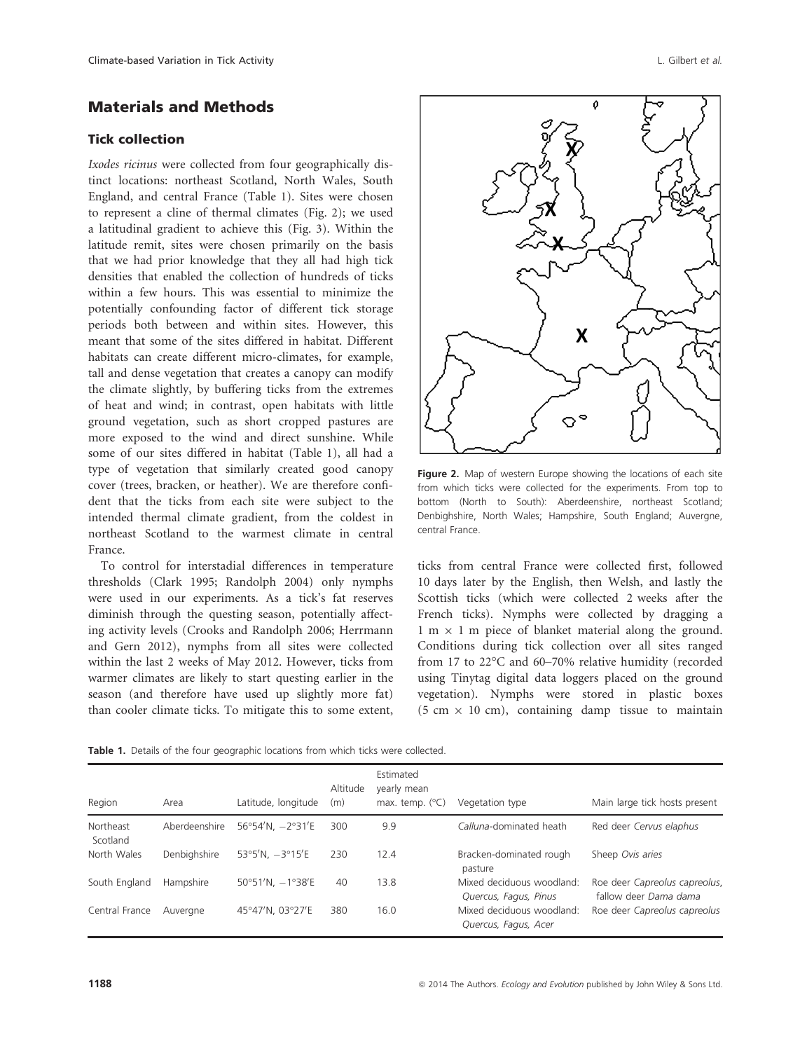## Materials and Methods

### Tick collection

*Ixodes ricinus* were collected from four geographically distinct locations: northeast Scotland, North Wales, South England, and central France (Table 1). Sites were chosen to represent a cline of thermal climates (Fig. 2); we used a latitudinal gradient to achieve this (Fig. 3). Within the latitude remit, sites were chosen primarily on the basis that we had prior knowledge that they all had high tick densities that enabled the collection of hundreds of ticks within a few hours. This was essential to minimize the potentially confounding factor of different tick storage periods both between and within sites. However, this meant that some of the sites differed in habitat. Different habitats can create different micro-climates, for example, tall and dense vegetation that creates a canopy can modify the climate slightly, by buffering ticks from the extremes of heat and wind; in contrast, open habitats with little ground vegetation, such as short cropped pastures are more exposed to the wind and direct sunshine. While some of our sites differed in habitat (Table 1), all had a type of vegetation that similarly created good canopy cover (trees, bracken, or heather). We are therefore confident that the ticks from each site were subject to the intended thermal climate gradient, from the coldest in northeast Scotland to the warmest climate in central France.

To control for interstadial differences in temperature thresholds (Clark 1995; Randolph 2004) only nymphs were used in our experiments. As a tick's fat reserves diminish through the questing season, potentially affecting activity levels (Crooks and Randolph 2006; Herrmann and Gern 2012), nymphs from all sites were collected within the last 2 weeks of May 2012. However, ticks from warmer climates are likely to start questing earlier in the season (and therefore have used up slightly more fat) than cooler climate ticks. To mitigate this to some extent, ticks from central France were collected first, followed 10 days later by the English, then Welsh, and lastly the Scottish ticks (which were collected 2 weeks after the French ticks). Nymphs were collected by dragging a 1 m × 1 m piece of blanket material along the ground. Conditions during tick collection over all sites ranged from 17 to 22°C and 60–70% relative humidity (recorded using Tinytag digital data loggers placed on the ground vegetation). Nymphs were stored in plastic boxes (5 cm × 10 cm), containing damp tissue to maintain

**Figure 2.** Map of western Europe showing the locations of each site from which ticks were collected for the experiments. From top to bottom (North to South): Aberdeenshire, northeast Scotland; Denbighshire, North Wales; Hampshire, South England; Auvergne, central France.

**Table 1.** Details of the four geographic locations from which ticks were collected.

| Region | Area | Latitude, longitude | Altitude (m) | Estimated yearly mean max. temp. (°C) | Vegetation type | Main large tick hosts present |
|---|---|---|---|---|---|---|
| Northeast Scotland | Aberdeenshire | 56°54′N, −2°31′E | 300 | 9.9 | *Calluna*-dominated heath | Red deer *Cervus elaphus* |
| North Wales | Denbighshire | 53°5′N, −3°15′E | 230 | 12.4 | Bracken-dominated rough pasture | Sheep *Ovis aries* |
| South England | Hampshire | 50°51′N, −1°38′E | 40 | 13.8 | Mixed deciduous woodland: *Quercus, Fagus, Pinus* | Roe deer *Capreolus capreolus*, fallow deer *Dama dama* |
| Central France | Auvergne | 45°47′N, 03°27′E | 380 | 16.0 | Mixed deciduous woodland: *Quercus, Fagus, Acer* | Roe deer *Capreolus capreolus* |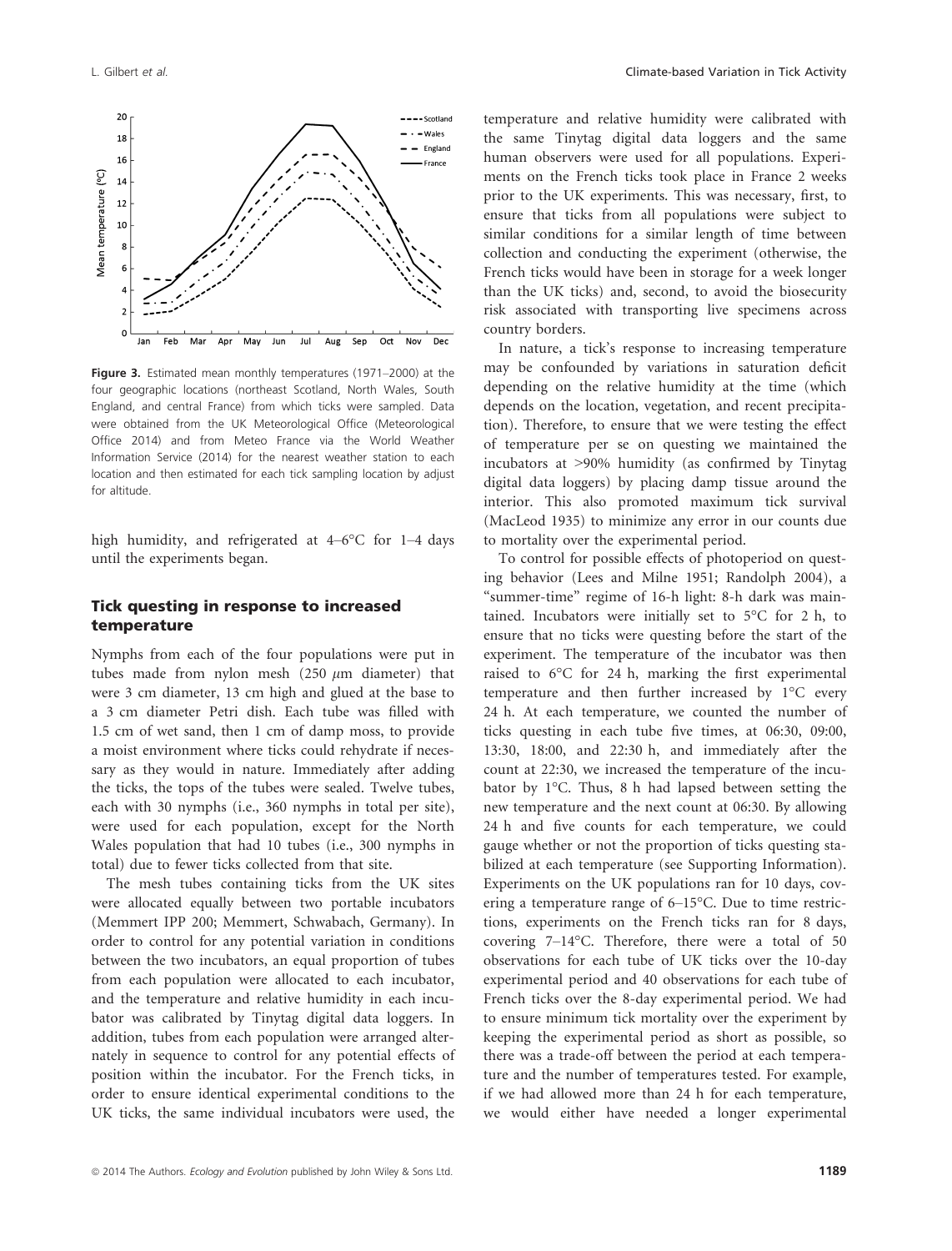**Figure 3.** Estimated mean monthly temperatures (1971–2000) at the four geographic locations (northeast Scotland, North Wales, South England, and central France) from which ticks were sampled. Data were obtained from the UK Meteorological Office (Meteorological Office 2014) and from Meteo France via the World Weather Information Service (2014) for the nearest weather station to each location and then estimated for each tick sampling location by adjust for altitude.

high humidity, and refrigerated at 4–6°C for 1–4 days until the experiments began.

### Tick questing in response to increased temperature

Nymphs from each of the four populations were put in tubes made from nylon mesh (250 $\mu$m diameter) that were 3 cm diameter, 13 cm high and glued at the base to a 3 cm diameter Petri dish. Each tube was filled with 1.5 cm of wet sand, then 1 cm of damp moss, to provide a moist environment where ticks could rehydrate if necessary as they would in nature. Immediately after adding the ticks, the tops of the tubes were sealed. Twelve tubes, each with 30 nymphs (i.e., 360 nymphs in total per site), were used for each population, except for the North Wales population that had 10 tubes (i.e., 300 nymphs in total) due to fewer ticks collected from that site.

The mesh tubes containing ticks from the UK sites were allocated equally between two portable incubators (Memmert IPP 200; Memmert, Schwabach, Germany). In order to control for any potential variation in conditions between the two incubators, an equal proportion of tubes from each population were allocated to each incubator, and the temperature and relative humidity in each incubator was calibrated by Tinytag digital data loggers. In addition, tubes from each population were arranged alternately in sequence to control for any potential effects of position within the incubator. For the French ticks, in order to ensure identical experimental conditions to the UK ticks, the same individual incubators were used, the temperature and relative humidity were calibrated with the same Tinytag digital data loggers and the same human observers were used for all populations. Experiments on the French ticks took place in France 2 weeks prior to the UK experiments. This was necessary, first, to ensure that ticks from all populations were subject to similar conditions for a similar length of time between collection and conducting the experiment (otherwise, the French ticks would have been in storage for a week longer than the UK ticks) and, second, to avoid the biosecurity risk associated with transporting live specimens across country borders.

In nature, a tick's response to increasing temperature may be confounded by variations in saturation deficit depending on the relative humidity at the time (which depends on the location, vegetation, and recent precipitation). Therefore, to ensure that we were testing the effect of temperature per se on questing we maintained the incubators at >90% humidity (as confirmed by Tinytag digital data loggers) by placing damp tissue around the interior. This also promoted maximum tick survival (MacLeod 1935) to minimize any error in our counts due to mortality over the experimental period.

To control for possible effects of photoperiod on questing behavior (Lees and Milne 1951; Randolph 2004), a "summer-time" regime of 16-h light: 8-h dark was maintained. Incubators were initially set to 5°C for 2 h, to ensure that no ticks were questing before the start of the experiment. The temperature of the incubator was then raised to 6°C for 24 h, marking the first experimental temperature and then further increased by 1°C every 24 h. At each temperature, we counted the number of ticks questing in each tube five times, at 06:30, 09:00, 13:30, 18:00, and 22:30 h, and immediately after the count at 22:30, we increased the temperature of the incubator by 1°C. Thus, 8 h had lapsed between setting the new temperature and the next count at 06:30. By allowing 24 h and five counts for each temperature, we could gauge whether or not the proportion of ticks questing stabilized at each temperature (see Supporting Information). Experiments on the UK populations ran for 10 days, covering a temperature range of 6–15°C. Due to time restrictions, experiments on the French ticks ran for 8 days, covering 7–14°C. Therefore, there were a total of 50 observations for each tube of UK ticks over the 10-day experimental period and 40 observations for each tube of French ticks over the 8-day experimental period. We had to ensure minimum tick mortality over the experiment by keeping the experimental period as short as possible, so there was a trade-off between the period at each temperature and the number of temperatures tested. For example, if we had allowed more than 24 h for each temperature, we would either have needed a longer experimental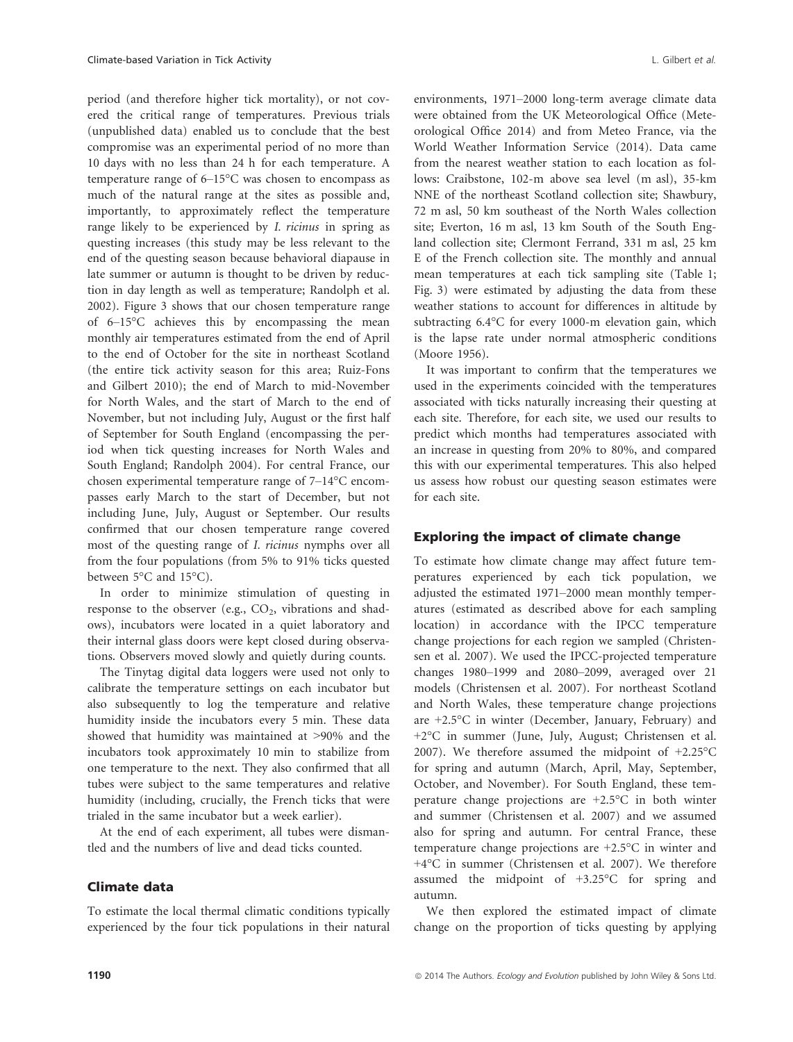period (and therefore higher tick mortality), or not covered the critical range of temperatures. Previous trials (unpublished data) enabled us to conclude that the best compromise was an experimental period of no more than 10 days with no less than 24 h for each temperature. A temperature range of 6–15°C was chosen to encompass as much of the natural range at the sites as possible and, importantly, to approximately reflect the temperature range likely to be experienced by *I. ricinus* in spring as questing increases (this study may be less relevant to the end of the questing season because behavioral diapause in late summer or autumn is thought to be driven by reduction in day length as well as temperature; Randolph et al. 2002). Figure 3 shows that our chosen temperature range of 6–15°C achieves this by encompassing the mean monthly air temperatures estimated from the end of April to the end of October for the site in northeast Scotland (the entire tick activity season for this area; Ruiz-Fons and Gilbert 2010); the end of March to mid-November for North Wales, and the start of March to the end of November, but not including July, August or the first half of September for South England (encompassing the period when tick questing increases for North Wales and South England; Randolph 2004). For central France, our chosen experimental temperature range of 7–14°C encompasses early March to the start of December, but not including June, July, August or September. Our results confirmed that our chosen temperature range covered most of the questing range of *I. ricinus* nymphs over all from the four populations (from 5% to 91% ticks quested between 5°C and 15°C).

In order to minimize stimulation of questing in response to the observer (e.g., $CO_2$, vibrations and shadows), incubators were located in a quiet laboratory and their internal glass doors were kept closed during observations. Observers moved slowly and quietly during counts.

The Tinytag digital data loggers were used not only to calibrate the temperature settings on each incubator but also subsequently to log the temperature and relative humidity inside the incubators every 5 min. These data showed that humidity was maintained at >90% and the incubators took approximately 10 min to stabilize from one temperature to the next. They also confirmed that all tubes were subject to the same temperatures and relative humidity (including, crucially, the French ticks that were trialed in the same incubator but a week earlier).

At the end of each experiment, all tubes were dismantled and the numbers of live and dead ticks counted.

## Climate data

To estimate the local thermal climatic conditions typically experienced by the four tick populations in their natural environments, 1971–2000 long-term average climate data were obtained from the UK Meteorological Office (Meteorological Office 2014) and from Meteo France, via the World Weather Information Service (2014). Data came from the nearest weather station to each location as follows: Craibstone, 102-m above sea level (m asl), 35-km NNE of the northeast Scotland collection site; Shawbury, 72 m asl, 50 km southeast of the North Wales collection site; Everton, 16 m asl, 13 km South of the South England collection site; Clermont Ferrand, 331 m asl, 25 km E of the French collection site. The monthly and annual mean temperatures at each tick sampling site (Table 1; Fig. 3) were estimated by adjusting the data from these weather stations to account for differences in altitude by subtracting 6.4°C for every 1000-m elevation gain, which is the lapse rate under normal atmospheric conditions (Moore 1956).

It was important to confirm that the temperatures we used in the experiments coincided with the temperatures associated with ticks naturally increasing their questing at each site. Therefore, for each site, we used our results to predict which months had temperatures associated with an increase in questing from 20% to 80%, and compared this with our experimental temperatures. This also helped us assess how robust our questing season estimates were for each site.

## Exploring the impact of climate change

To estimate how climate change may affect future temperatures experienced by each tick population, we adjusted the estimated 1971–2000 mean monthly temperatures (estimated as described above for each sampling location) in accordance with the IPCC temperature change projections for each region we sampled (Christensen et al. 2007). We used the IPCC-projected temperature changes 1980–1999 and 2080–2099, averaged over 21 models (Christensen et al. 2007). For northeast Scotland and North Wales, these temperature change projections are +2.5°C in winter (December, January, February) and +2°C in summer (June, July, August; Christensen et al. 2007). We therefore assumed the midpoint of +2.25°C for spring and autumn (March, April, May, September, October, and November). For South England, these temperature change projections are +2.5°C in both winter and summer (Christensen et al. 2007) and we assumed also for spring and autumn. For central France, these temperature change projections are +2.5°C in winter and +4°C in summer (Christensen et al. 2007). We therefore assumed the midpoint of +3.25°C for spring and autumn.

We then explored the estimated impact of climate change on the proportion of ticks questing by applying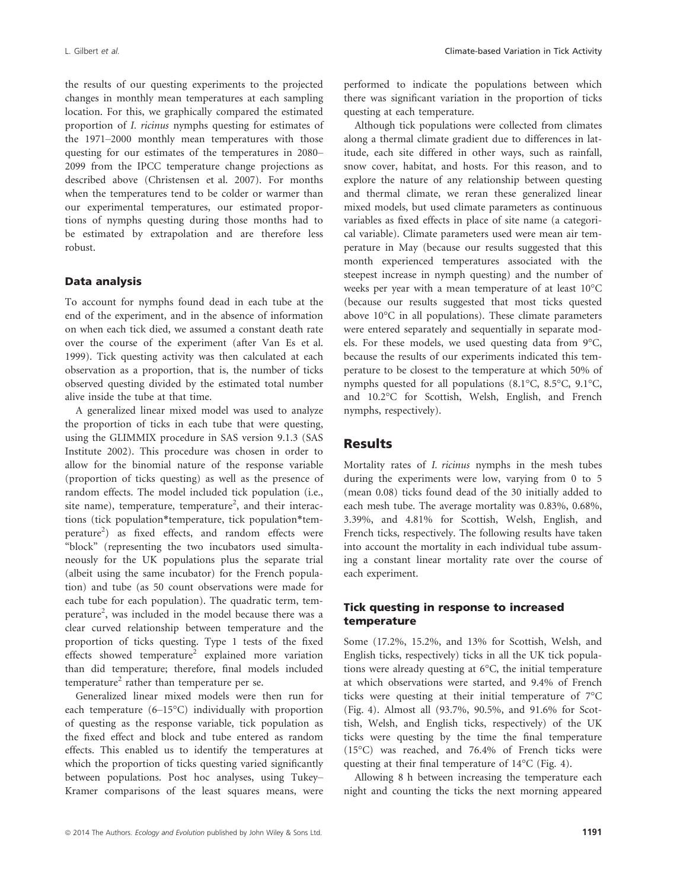the results of our questing experiments to the projected changes in monthly mean temperatures at each sampling location. For this, we graphically compared the estimated proportion of *I. ricinus* nymphs questing for estimates of the 1971–2000 monthly mean temperatures with those questing for our estimates of the temperatures in 2080–2099 from the IPCC temperature change projections as described above (Christensen et al. 2007). For months when the temperatures tend to be colder or warmer than our experimental temperatures, our estimated proportions of nymphs questing during those months had to be estimated by extrapolation and are therefore less robust.

## Data analysis

To account for nymphs found dead in each tube at the end of the experiment, and in the absence of information on when each tick died, we assumed a constant death rate over the course of the experiment (after Van Es et al. 1999). Tick questing activity was then calculated at each observation as a proportion, that is, the number of ticks observed questing divided by the estimated total number alive inside the tube at that time.

A generalized linear mixed model was used to analyze the proportion of ticks in each tube that were questing, using the GLIMMIX procedure in SAS version 9.1.3 (SAS Institute 2002). This procedure was chosen in order to allow for the binomial nature of the response variable (proportion of ticks questing) as well as the presence of random effects. The model included tick population (i.e., site name), temperature, temperature$^2$, and their interactions (tick population*temperature, tick population*temperature$^2$) as fixed effects, and random effects were "block" (representing the two incubators used simultaneously for the UK populations plus the separate trial (albeit using the same incubator) for the French population) and tube (as 50 count observations were made for each tube for each population). The quadratic term, temperature$^2$, was included in the model because there was a clear curved relationship between temperature and the proportion of ticks questing. Type 1 tests of the fixed effects showed temperature$^2$ explained more variation than did temperature; therefore, final models included temperature$^2$ rather than temperature per se.

Generalized linear mixed models were then run for each temperature (6–15°C) individually with proportion of questing as the response variable, tick population as the fixed effect and block and tube entered as random effects. This enabled us to identify the temperatures at which the proportion of ticks questing varied significantly between populations. Post hoc analyses, using Tukey–Kramer comparisons of the least squares means, were performed to indicate the populations between which there was significant variation in the proportion of ticks questing at each temperature.

Although tick populations were collected from climates along a thermal climate gradient due to differences in latitude, each site differed in other ways, such as rainfall, snow cover, habitat, and hosts. For this reason, and to explore the nature of any relationship between questing and thermal climate, we reran these generalized linear mixed models, but used climate parameters as continuous variables as fixed effects in place of site name (a categorical variable). Climate parameters used were mean air temperature in May (because our results suggested that this month experienced temperatures associated with the steepest increase in nymph questing) and the number of weeks per year with a mean temperature of at least 10°C (because our results suggested that most ticks quested above 10°C in all populations). These climate parameters were entered separately and sequentially in separate models. For these models, we used questing data from 9°C, because the results of our experiments indicated this temperature to be closest to the temperature at which 50% of nymphs quested for all populations (8.1°C, 8.5°C, 9.1°C, and 10.2°C for Scottish, Welsh, English, and French nymphs, respectively).

# Results

Mortality rates of *I. ricinus* nymphs in the mesh tubes during the experiments were low, varying from 0 to 5 (mean 0.08) ticks found dead of the 30 initially added to each mesh tube. The average mortality was 0.83%, 0.68%, 3.39%, and 4.81% for Scottish, Welsh, English, and French ticks, respectively. The following results have taken into account the mortality in each individual tube assuming a constant linear mortality rate over the course of each experiment.

## Tick questing in response to increased temperature

Some (17.2%, 15.2%, and 13% for Scottish, Welsh, and English ticks, respectively) ticks in all the UK tick populations were already questing at 6°C, the initial temperature at which observations were started, and 9.4% of French ticks were questing at their initial temperature of 7°C (Fig. 4). Almost all (93.7%, 90.5%, and 91.6% for Scottish, Welsh, and English ticks, respectively) of the UK ticks were questing by the time the final temperature (15°C) was reached, and 76.4% of French ticks were questing at their final temperature of 14°C (Fig. 4).

Allowing 8 h between increasing the temperature each night and counting the ticks the next morning appeared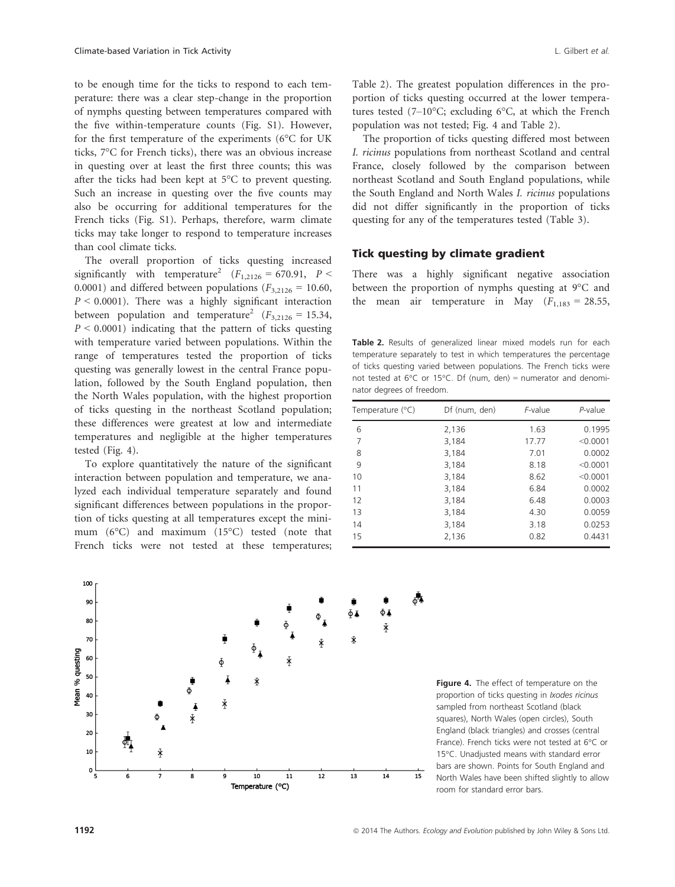to be enough time for the ticks to respond to each temperature: there was a clear step-change in the proportion of nymphs questing between temperatures compared with the five within-temperature counts (Fig. S1). However, for the first temperature of the experiments (6°C for UK ticks, 7°C for French ticks), there was an obvious increase in questing over at least the first three counts; this was after the ticks had been kept at 5°C to prevent questing. Such an increase in questing over the five counts may also be occurring for additional temperatures for the French ticks (Fig. S1). Perhaps, therefore, warm climate ticks may take longer to respond to temperature increases than cool climate ticks.

The overall proportion of ticks questing increased significantly with temperature² ($F_{1,2126} = 670.91$, $P < 0.0001$) and differed between populations ($F_{3,2126} = 10.60$, $P < 0.0001$). There was a highly significant interaction between population and temperature² ($F_{3,2126} = 15.34$, $P < 0.0001$) indicating that the pattern of ticks questing with temperature varied between populations. Within the range of temperatures tested the proportion of ticks questing was generally lowest in the central France population, followed by the South England population, then the North Wales population, with the highest proportion of ticks questing in the northeast Scotland population; these differences were greatest at low and intermediate temperatures and negligible at the higher temperatures tested (Fig. 4).

To explore quantitatively the nature of the significant interaction between population and temperature, we analyzed each individual temperature separately and found significant differences between populations in the proportion of ticks questing at all temperatures except the minimum (6°C) and maximum (15°C) tested (note that French ticks were not tested at these temperatures; Table 2). The greatest population differences in the proportion of ticks questing occurred at the lower temperatures tested (7–10°C; excluding 6°C, at which the French population was not tested; Fig. 4 and Table 2).

The proportion of ticks questing differed most between *I. ricinus* populations from northeast Scotland and central France, closely followed by the comparison between northeast Scotland and South England populations, while the South England and North Wales *I. ricinus* populations did not differ significantly in the proportion of ticks questing for any of the temperatures tested (Table 3).

## Tick questing by climate gradient

There was a highly significant negative association between the proportion of nymphs questing at 9°C and the mean air temperature in May ($F_{1,183} = 28.55$,

**Table 2.** Results of generalized linear mixed models run for each temperature separately to test in which temperatures the percentage of ticks questing varied between populations. The French ticks were not tested at 6°C or 15°C. Df (num, den) = numerator and denominator degrees of freedom.

| Temperature (°C) | Df (num, den) | *F*-value | *P*-value |
|---|---|---|---|
| 6 | 2,136 | 1.63 | 0.1995 |
| 7 | 3,184 | 17.77 | <0.0001 |
| 8 | 3,184 | 7.01 | 0.0002 |
| 9 | 3,184 | 8.18 | <0.0001 |
| 10 | 3,184 | 8.62 | <0.0001 |
| 11 | 3,184 | 6.84 | 0.0002 |
| 12 | 3,184 | 6.48 | 0.0003 |
| 13 | 3,184 | 4.30 | 0.0059 |
| 14 | 3,184 | 3.18 | 0.0253 |
| 15 | 2,136 | 0.82 | 0.4431 |

**Figure 4.** The effect of temperature on the proportion of ticks questing in *Ixodes ricinus* sampled from northeast Scotland (black squares), North Wales (open circles), South England (black triangles) and crosses (central France). French ticks were not tested at 6°C or 15°C. Unadjusted means with standard error bars are shown. Points for South England and North Wales have been shifted slightly to allow room for standard error bars.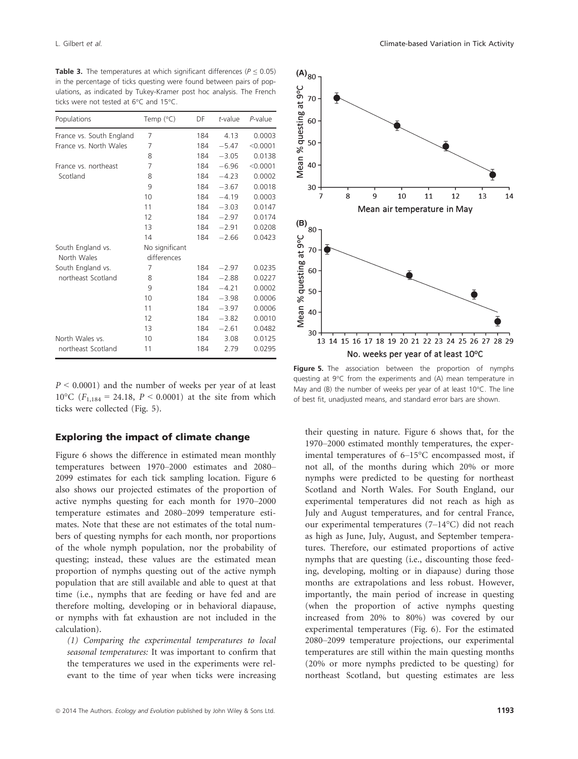**Table 3.** The temperatures at which significant differences ($P \leq 0.05$) in the percentage of ticks questing were found between pairs of populations, as indicated by Tukey-Kramer post hoc analysis. The French ticks were not tested at 6°C and 15°C.

| Populations | Temp (°C) | DF | t-value | P-value |
|---|---|---|---|---|
| France vs. South England | 7 | 184 | 4.13 | 0.0003 |
| France vs. North Wales | 7 | 184 | −5.47 | <0.0001 |
| | 8 | 184 | −3.05 | 0.0138 |
| France vs. northeast Scotland | 7 | 184 | −6.96 | <0.0001 |
| | 8 | 184 | −4.23 | 0.0002 |
| | 9 | 184 | −3.67 | 0.0018 |
| | 10 | 184 | −4.19 | 0.0003 |
| | 11 | 184 | −3.03 | 0.0147 |
| | 12 | 184 | −2.97 | 0.0174 |
| | 13 | 184 | −2.91 | 0.0208 |
| | 14 | 184 | −2.66 | 0.0423 |
| South England vs. North Wales | No significant differences | | | |
| South England vs. northeast Scotland | 7 | 184 | −2.97 | 0.0235 |
| | 8 | 184 | −2.88 | 0.0227 |
| | 9 | 184 | −4.21 | 0.0002 |
| | 10 | 184 | −3.98 | 0.0006 |
| | 11 | 184 | −3.97 | 0.0006 |
| | 12 | 184 | −3.82 | 0.0010 |
| | 13 | 184 | −2.61 | 0.0482 |
| North Wales vs. northeast Scotland | 10 | 184 | 3.08 | 0.0125 |
| | 11 | 184 | 2.79 | 0.0295 |

$P < 0.0001$) and the number of weeks per year of at least 10°C ($F_{1,184} = 24.18$, $P < 0.0001$) at the site from which ticks were collected (Fig. 5).

**Figure 5.** The association between the proportion of nymphs questing at 9°C from the experiments and (A) mean temperature in May and (B) the number of weeks per year of at least 10°C. The line of best fit, unadjusted means, and standard error bars are shown.

## Exploring the impact of climate change

Figure 6 shows the difference in estimated mean monthly temperatures between 1970–2000 estimates and 2080–2099 estimates for each tick sampling location. Figure 6 also shows our projected estimates of the proportion of active nymphs questing for each month for 1970–2000 temperature estimates and 2080–2099 temperature estimates. Note that these are not estimates of the total numbers of questing nymphs for each month, nor proportions of the whole nymph population, nor the probability of questing; instead, these values are the estimated mean proportion of nymphs questing out of the active nymph population that are still available and able to quest at that time (i.e., nymphs that are feeding or have fed and are therefore molting, developing or in behavioral diapause, or nymphs with fat exhaustion are not included in the calculation).

(1) *Comparing the experimental temperatures to local seasonal temperatures:* It was important to confirm that the temperatures we used in the experiments were relevant to the time of year when ticks were increasing their questing in nature. Figure 6 shows that, for the 1970–2000 estimated monthly temperatures, the experimental temperatures of 6–15°C encompassed most, if not all, of the months during which 20% or more nymphs were predicted to be questing for northeast Scotland and North Wales. For South England, our experimental temperatures did not reach as high as July and August temperatures, and for central France, our experimental temperatures (7–14°C) did not reach as high as June, July, August, and September temperatures. Therefore, our estimated proportions of active nymphs that are questing (i.e., discounting those feeding, developing, molting or in diapause) during those months are extrapolations and less robust. However, importantly, the main period of increase in questing (when the proportion of active nymphs questing increased from 20% to 80%) was covered by our experimental temperatures (Fig. 6). For the estimated 2080–2099 temperature projections, our experimental temperatures are still within the main questing months (20% or more nymphs predicted to be questing) for northeast Scotland, but questing estimates are less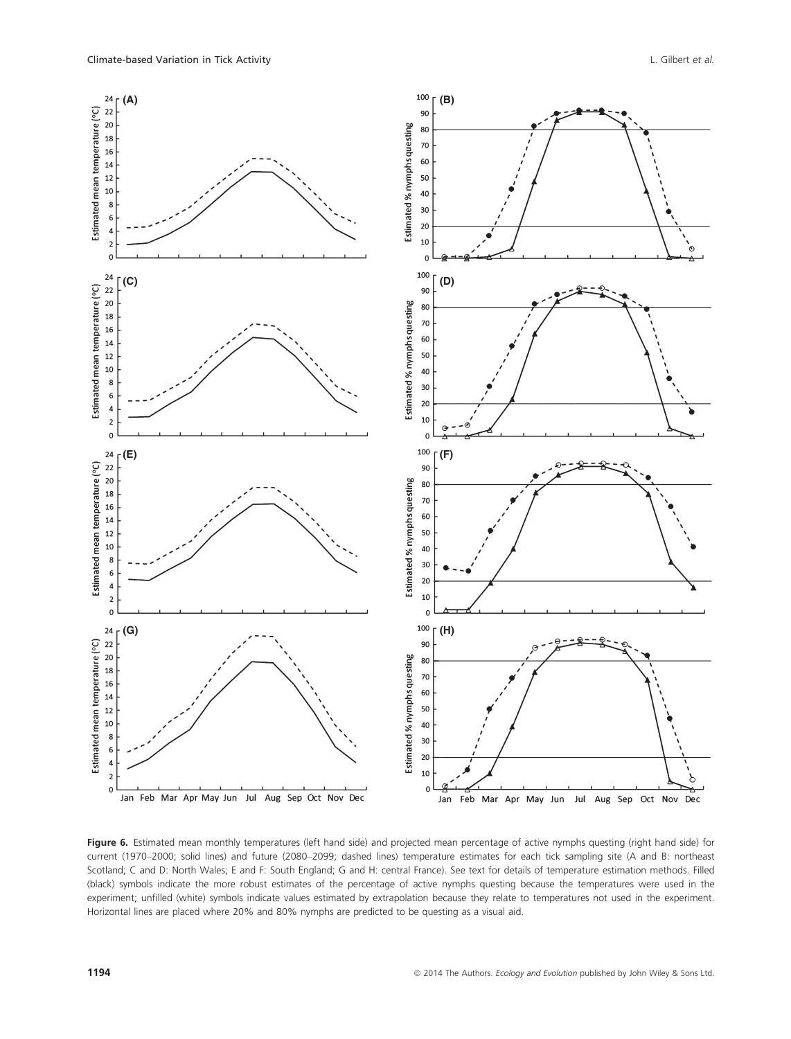**Figure 6.** Estimated mean monthly temperatures (left hand side) and projected mean percentage of active nymphs questing (right hand side) for current (1970–2000; solid lines) and future (2080–2099; dashed lines) temperature estimates for each tick sampling site (A and B: northeast Scotland; C and D: North Wales; E and F: South England; G and H: central France). See text for details of temperature estimation methods. Filled (black) symbols indicate the more robust estimates of the percentage of active nymphs questing because the temperatures were used in the experiment; unfilled (white) symbols indicate values estimated by extrapolation because they relate to temperatures not used in the experiment. Horizontal lines are placed where 20% and 80% nymphs are predicted to be questing as a visual aid.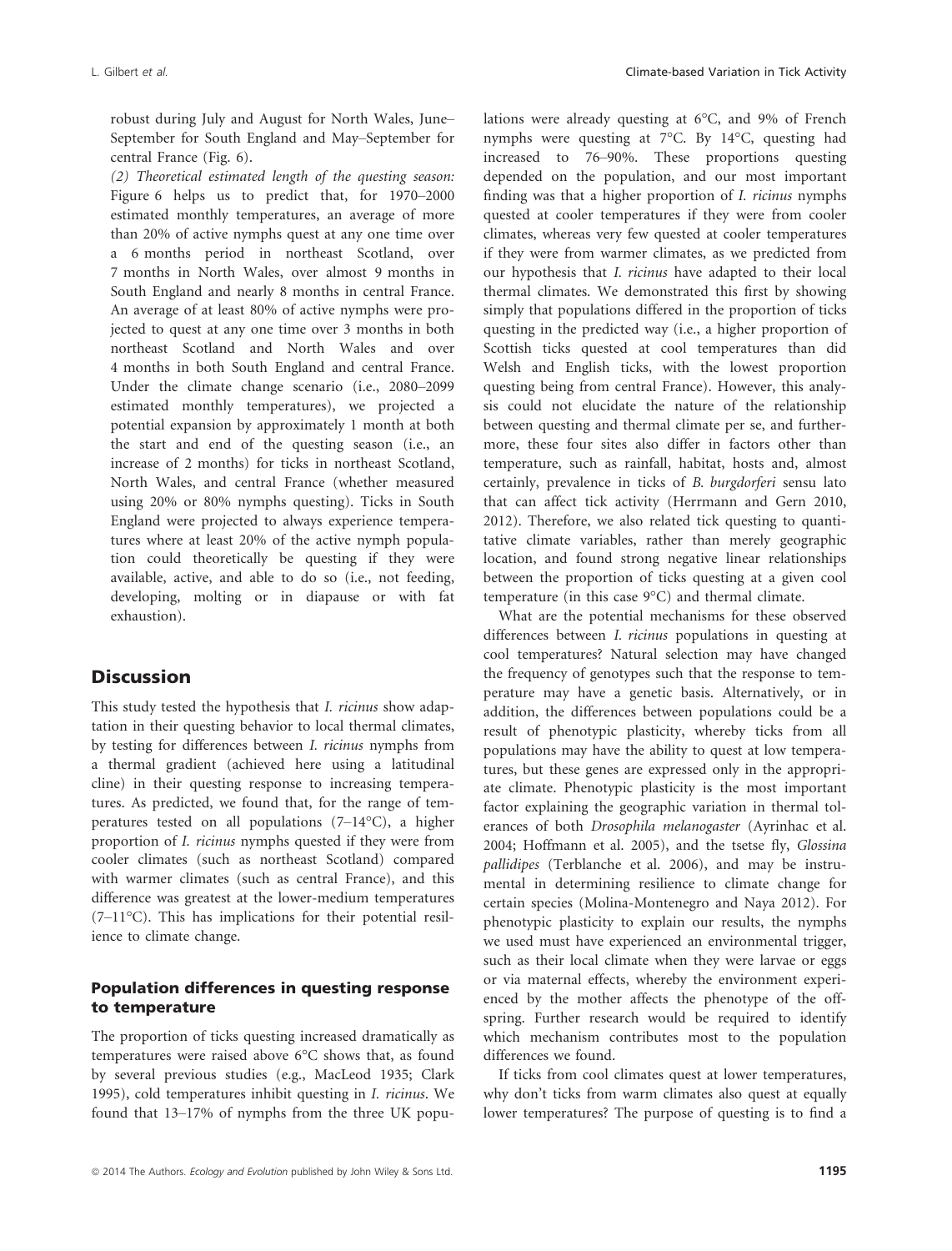robust during July and August for North Wales, June–September for South England and May–September for central France (Fig. 6).

(2) *Theoretical estimated length of the questing season:* Figure 6 helps us to predict that, for 1970–2000 estimated monthly temperatures, an average of more than 20% of active nymphs quest at any one time over a 6 months period in northeast Scotland, over 7 months in North Wales, over almost 9 months in South England and nearly 8 months in central France. An average of at least 80% of active nymphs were projected to quest at any one time over 3 months in both northeast Scotland and North Wales and over 4 months in both South England and central France. Under the climate change scenario (i.e., 2080–2099 estimated monthly temperatures), we projected a potential expansion by approximately 1 month at both the start and end of the questing season (i.e., an increase of 2 months) for ticks in northeast Scotland, North Wales, and central France (whether measured using 20% or 80% nymphs questing). Ticks in South England were projected to always experience temperatures where at least 20% of the active nymph population could theoretically be questing if they were available, active, and able to do so (i.e., not feeding, developing, molting or in diapause or with fat exhaustion).

## Discussion

This study tested the hypothesis that *I. ricinus* show adaptation in their questing behavior to local thermal climates, by testing for differences between *I. ricinus* nymphs from a thermal gradient (achieved here using a latitudinal cline) in their questing response to increasing temperatures. As predicted, we found that, for the range of temperatures tested on all populations (7–14°C), a higher proportion of *I. ricinus* nymphs quested if they were from cooler climates (such as northeast Scotland) compared with warmer climates (such as central France), and this difference was greatest at the lower-medium temperatures (7–11°C). This has implications for their potential resilience to climate change.

### Population differences in questing response to temperature

The proportion of ticks questing increased dramatically as temperatures were raised above 6°C shows that, as found by several previous studies (e.g., MacLeod 1935; Clark 1995), cold temperatures inhibit questing in *I. ricinus*. We found that 13–17% of nymphs from the three UK populations were already questing at 6°C, and 9% of French nymphs were questing at 7°C. By 14°C, questing had increased to 76–90%. These proportions questing depended on the population, and our most important finding was that a higher proportion of *I. ricinus* nymphs quested at cooler temperatures if they were from cooler climates, whereas very few quested at cooler temperatures if they were from warmer climates, as we predicted from our hypothesis that *I. ricinus* have adapted to their local thermal climates. We demonstrated this first by showing simply that populations differed in the proportion of ticks questing in the predicted way (i.e., a higher proportion of Scottish ticks quested at cool temperatures than did Welsh and English ticks, with the lowest proportion questing being from central France). However, this analysis could not elucidate the nature of the relationship between questing and thermal climate per se, and furthermore, these four sites also differ in factors other than temperature, such as rainfall, habitat, hosts and, almost certainly, prevalence in ticks of *B. burgdorferi* sensu lato that can affect tick activity (Herrmann and Gern 2010, 2012). Therefore, we also related tick questing to quantitative climate variables, rather than merely geographic location, and found strong negative linear relationships between the proportion of ticks questing at a given cool temperature (in this case 9°C) and thermal climate.

What are the potential mechanisms for these observed differences between *I. ricinus* populations in questing at cool temperatures? Natural selection may have changed the frequency of genotypes such that the response to temperature may have a genetic basis. Alternatively, or in addition, the differences between populations could be a result of phenotypic plasticity, whereby ticks from all populations may have the ability to quest at low temperatures, but these genes are expressed only in the appropriate climate. Phenotypic plasticity is the most important factor explaining the geographic variation in thermal tolerances of both *Drosophila melanogaster* (Ayrinhac et al. 2004; Hoffmann et al. 2005), and the tsetse fly, *Glossina pallidipes* (Terblanche et al. 2006), and may be instrumental in determining resilience to climate change for certain species (Molina-Montenegro and Naya 2012). For phenotypic plasticity to explain our results, the nymphs we used must have experienced an environmental trigger, such as their local climate when they were larvae or eggs or via maternal effects, whereby the environment experienced by the mother affects the phenotype of the offspring. Further research would be required to identify which mechanism contributes most to the population differences we found.

If ticks from cool climates quest at lower temperatures, why don't ticks from warm climates also quest at equally lower temperatures? The purpose of questing is to find a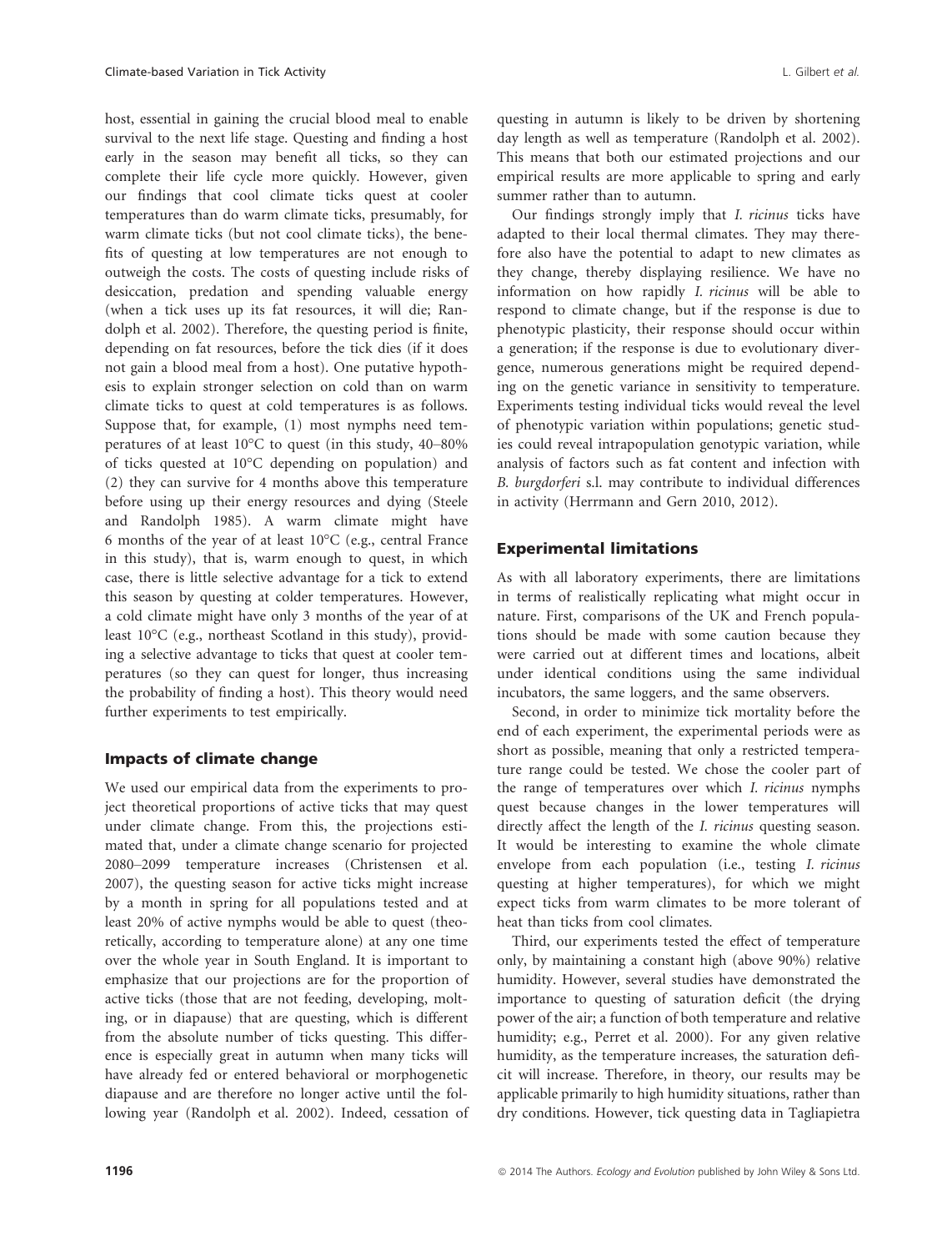host, essential in gaining the crucial blood meal to enable survival to the next life stage. Questing and finding a host early in the season may benefit all ticks, so they can complete their life cycle more quickly. However, given our findings that cool climate ticks quest at cooler temperatures than do warm climate ticks, presumably, for warm climate ticks (but not cool climate ticks), the benefits of questing at low temperatures are not enough to outweigh the costs. The costs of questing include risks of desiccation, predation and spending valuable energy (when a tick uses up its fat resources, it will die; Randolph et al. 2002). Therefore, the questing period is finite, depending on fat resources, before the tick dies (if it does not gain a blood meal from a host). One putative hypothesis to explain stronger selection on cold than on warm climate ticks to quest at cold temperatures is as follows. Suppose that, for example, (1) most nymphs need temperatures of at least 10°C to quest (in this study, 40–80% of ticks quested at 10°C depending on population) and (2) they can survive for 4 months above this temperature before using up their energy resources and dying (Steele and Randolph 1985). A warm climate might have 6 months of the year of at least 10°C (e.g., central France in this study), that is, warm enough to quest, in which case, there is little selective advantage for a tick to extend this season by questing at colder temperatures. However, a cold climate might have only 3 months of the year of at least 10°C (e.g., northeast Scotland in this study), providing a selective advantage to ticks that quest at cooler temperatures (so they can quest for longer, thus increasing the probability of finding a host). This theory would need further experiments to test empirically.

### Impacts of climate change

We used our empirical data from the experiments to project theoretical proportions of active ticks that may quest under climate change. From this, the projections estimated that, under a climate change scenario for projected 2080–2099 temperature increases (Christensen et al. 2007), the questing season for active ticks might increase by a month in spring for all populations tested and at least 20% of active nymphs would be able to quest (theoretically, according to temperature alone) at any one time over the whole year in South England. It is important to emphasize that our projections are for the proportion of active ticks (those that are not feeding, developing, molting, or in diapause) that are questing, which is different from the absolute number of ticks questing. This difference is especially great in autumn when many ticks will have already fed or entered behavioral or morphogenetic diapause and are therefore no longer active until the following year (Randolph et al. 2002). Indeed, cessation of questing in autumn is likely to be driven by shortening day length as well as temperature (Randolph et al. 2002). This means that both our estimated projections and our empirical results are more applicable to spring and early summer rather than to autumn.

Our findings strongly imply that *I. ricinus* ticks have adapted to their local thermal climates. They may therefore also have the potential to adapt to new climates as they change, thereby displaying resilience. We have no information on how rapidly *I. ricinus* will be able to respond to climate change, but if the response is due to phenotypic plasticity, their response should occur within a generation; if the response is due to evolutionary divergence, numerous generations might be required depending on the genetic variance in sensitivity to temperature. Experiments testing individual ticks would reveal the level of phenotypic variation within populations; genetic studies could reveal intrapopulation genotypic variation, while analysis of factors such as fat content and infection with *B. burgdorferi* s.l. may contribute to individual differences in activity (Herrmann and Gern 2010, 2012).

### Experimental limitations

As with all laboratory experiments, there are limitations in terms of realistically replicating what might occur in nature. First, comparisons of the UK and French populations should be made with some caution because they were carried out at different times and locations, albeit under identical conditions using the same individual incubators, the same loggers, and the same observers.

Second, in order to minimize tick mortality before the end of each experiment, the experimental periods were as short as possible, meaning that only a restricted temperature range could be tested. We chose the cooler part of the range of temperatures over which *I. ricinus* nymphs quest because changes in the lower temperatures will directly affect the length of the *I. ricinus* questing season. It would be interesting to examine the whole climate envelope from each population (i.e., testing *I. ricinus* questing at higher temperatures), for which we might expect ticks from warm climates to be more tolerant of heat than ticks from cool climates.

Third, our experiments tested the effect of temperature only, by maintaining a constant high (above 90%) relative humidity. However, several studies have demonstrated the importance to questing of saturation deficit (the drying power of the air; a function of both temperature and relative humidity; e.g., Perret et al. 2000). For any given relative humidity, as the temperature increases, the saturation deficit will increase. Therefore, in theory, our results may be applicable primarily to high humidity situations, rather than dry conditions. However, tick questing data in Tagliapietra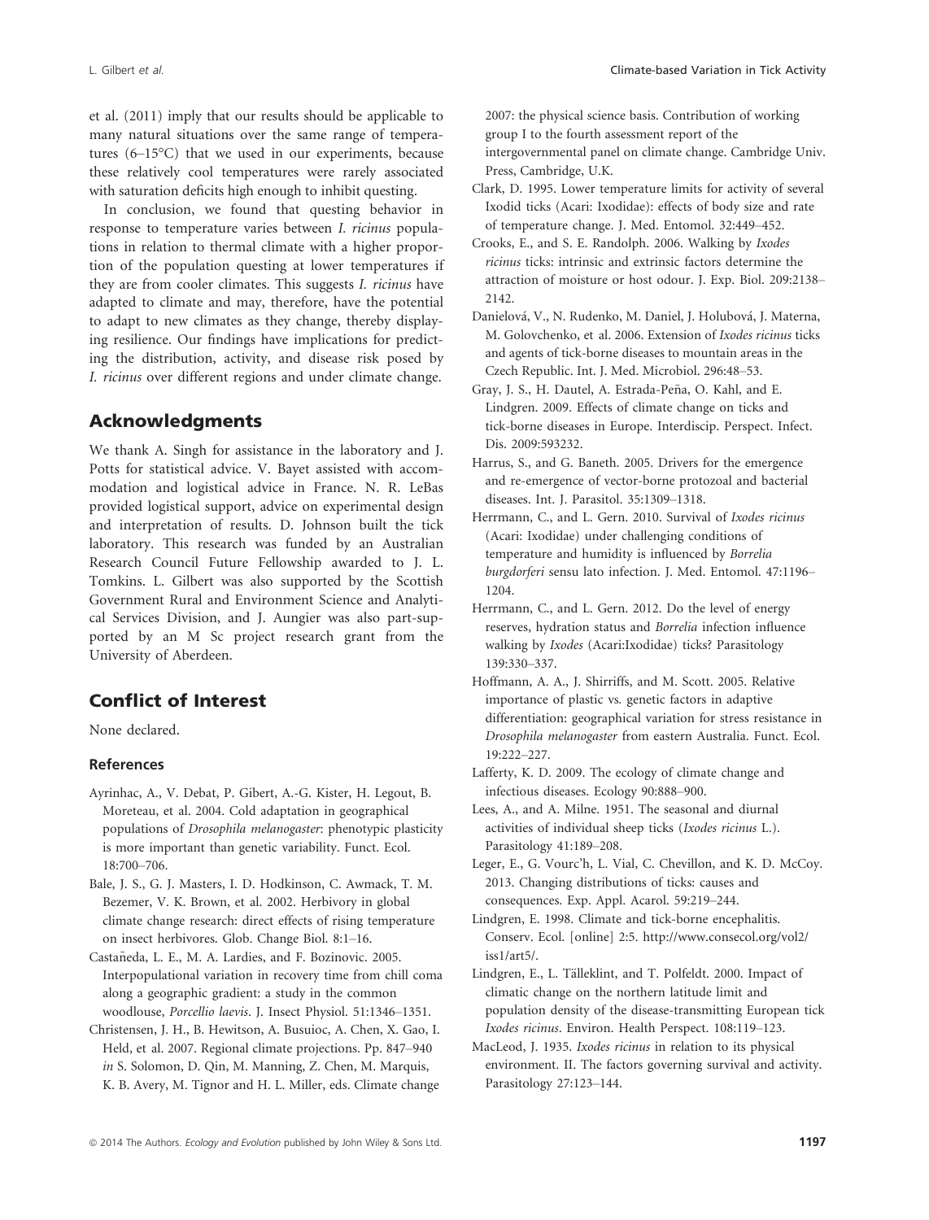et al. (2011) imply that our results should be applicable to many natural situations over the same range of temperatures (6–15°C) that we used in our experiments, because these relatively cool temperatures were rarely associated with saturation deficits high enough to inhibit questing.

In conclusion, we found that questing behavior in response to temperature varies between *I. ricinus* populations in relation to thermal climate with a higher proportion of the population questing at lower temperatures if they are from cooler climates. This suggests *I. ricinus* have adapted to climate and may, therefore, have the potential to adapt to new climates as they change, thereby displaying resilience. Our findings have implications for predicting the distribution, activity, and disease risk posed by *I. ricinus* over different regions and under climate change.

## Acknowledgments

We thank A. Singh for assistance in the laboratory and J. Potts for statistical advice. V. Bayet assisted with accommodation and logistical advice in France. N. R. LeBas provided logistical support, advice on experimental design and interpretation of results. D. Johnson built the tick laboratory. This research was funded by an Australian Research Council Future Fellowship awarded to J. L. Tomkins. L. Gilbert was also supported by the Scottish Government Rural and Environment Science and Analytical Services Division, and J. Aungier was also part-supported by an M Sc project research grant from the University of Aberdeen.

## Conflict of Interest

None declared.

### References

Ayrinhac, A., V. Debat, P. Gibert, A.-G. Kister, H. Legout, B. Moreteau, et al. 2004. Cold adaptation in geographical populations of *Drosophila melanogaster*: phenotypic plasticity is more important than genetic variability. Funct. Ecol. 18:700–706.

Bale, J. S., G. J. Masters, I. D. Hodkinson, C. Awmack, T. M. Bezemer, V. K. Brown, et al. 2002. Herbivory in global climate change research: direct effects of rising temperature on insect herbivores. Glob. Change Biol. 8:1–16.

Castañeda, L. E., M. A. Lardies, and F. Bozinovic. 2005. Interpopulational variation in recovery time from chill coma along a geographic gradient: a study in the common woodlouse, *Porcellio laevis*. J. Insect Physiol. 51:1346–1351.

Christensen, J. H., B. Hewitson, A. Busuioc, A. Chen, X. Gao, I. Held, et al. 2007. Regional climate projections. Pp. 847–940 *in* S. Solomon, D. Qin, M. Manning, Z. Chen, M. Marquis, K. B. Avery, M. Tignor and H. L. Miller, eds. Climate change 2007: the physical science basis. Contribution of working group I to the fourth assessment report of the intergovernmental panel on climate change. Cambridge Univ. Press, Cambridge, U.K.

Clark, D. 1995. Lower temperature limits for activity of several Ixodid ticks (Acari: Ixodidae): effects of body size and rate of temperature change. J. Med. Entomol. 32:449–452.

Crooks, E., and S. E. Randolph. 2006. Walking by *Ixodes ricinus* ticks: intrinsic and extrinsic factors determine the attraction of moisture or host odour. J. Exp. Biol. 209:2138–2142.

Danielová, V., N. Rudenko, M. Daniel, J. Holubová, J. Materna, M. Golovchenko, et al. 2006. Extension of *Ixodes ricinus* ticks and agents of tick-borne diseases to mountain areas in the Czech Republic. Int. J. Med. Microbiol. 296:48–53.

Gray, J. S., H. Dautel, A. Estrada-Peña, O. Kahl, and E. Lindgren. 2009. Effects of climate change on ticks and tick-borne diseases in Europe. Interdiscip. Perspect. Infect. Dis. 2009:593232.

Harrus, S., and G. Baneth. 2005. Drivers for the emergence and re-emergence of vector-borne protozoal and bacterial diseases. Int. J. Parasitol. 35:1309–1318.

Herrmann, C., and L. Gern. 2010. Survival of *Ixodes ricinus* (Acari: Ixodidae) under challenging conditions of temperature and humidity is influenced by *Borrelia burgdorferi* sensu lato infection. J. Med. Entomol. 47:1196–1204.

Herrmann, C., and L. Gern. 2012. Do the level of energy reserves, hydration status and *Borrelia* infection influence walking by *Ixodes* (Acari:Ixodidae) ticks? Parasitology 139:330–337.

Hoffmann, A. A., J. Shirriffs, and M. Scott. 2005. Relative importance of plastic vs. genetic factors in adaptive differentiation: geographical variation for stress resistance in *Drosophila melanogaster* from eastern Australia. Funct. Ecol. 19:222–227.

Lafferty, K. D. 2009. The ecology of climate change and infectious diseases. Ecology 90:888–900.

Lees, A., and A. Milne. 1951. The seasonal and diurnal activities of individual sheep ticks (*Ixodes ricinus* L.). Parasitology 41:189–208.

Leger, E., G. Vourc'h, L. Vial, C. Chevillon, and K. D. McCoy. 2013. Changing distributions of ticks: causes and consequences. Exp. Appl. Acarol. 59:219–244.

Lindgren, E. 1998. Climate and tick-borne encephalitis. Conserv. Ecol. [online] 2:5. http://www.consecol.org/vol2/iss1/art5/.

Lindgren, E., L. Tälleklint, and T. Polfeldt. 2000. Impact of climatic change on the northern latitude limit and population density of the disease-transmitting European tick *Ixodes ricinus*. Environ. Health Perspect. 108:119–123.

MacLeod, J. 1935. *Ixodes ricinus* in relation to its physical environment. II. The factors governing survival and activity. Parasitology 27:123–144.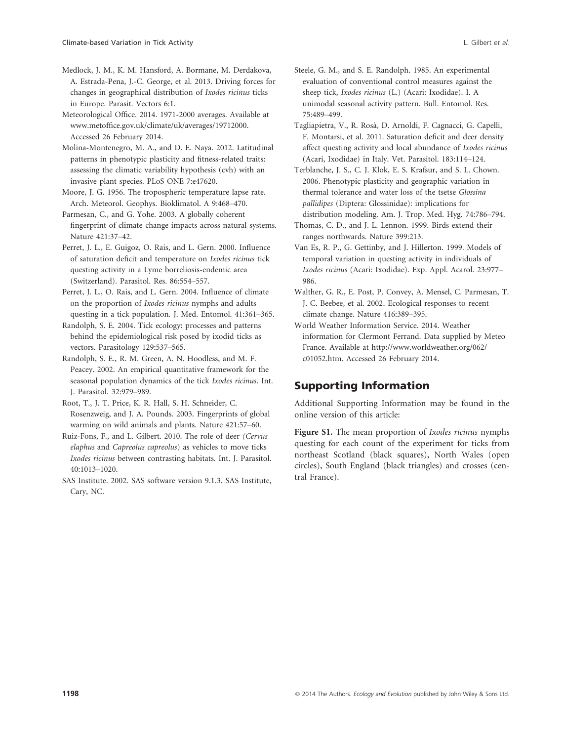Medlock, J. M., K. M. Hansford, A. Bormane, M. Derdakova, A. Estrada-Pena, J.-C. George, et al. 2013. Driving forces for changes in geographical distribution of *Ixodes ricinus* ticks in Europe. Parasit. Vectors 6:1.

Meteorological Office. 2014. 1971-2000 averages. Available at www.metoffice.gov.uk/climate/uk/averages/19712000. Accessed 26 February 2014.

Molina-Montenegro, M. A., and D. E. Naya. 2012. Latitudinal patterns in phenotypic plasticity and fitness-related traits: assessing the climatic variability hypothesis (cvh) with an invasive plant species. PLoS ONE 7:e47620.

Moore, J. G. 1956. The tropospheric temperature lapse rate. Arch. Meteorol. Geophys. Bioklimatol. A 9:468–470.

Parmesan, C., and G. Yohe. 2003. A globally coherent fingerprint of climate change impacts across natural systems. Nature 421:37–42.

Perret, J. L., E. Guigoz, O. Rais, and L. Gern. 2000. Influence of saturation deficit and temperature on *Ixodes ricinus* tick questing activity in a Lyme borreliosis-endemic area (Switzerland). Parasitol. Res. 86:554–557.

Perret, J. L., O. Rais, and L. Gern. 2004. Influence of climate on the proportion of *Ixodes ricinus* nymphs and adults questing in a tick population. J. Med. Entomol. 41:361–365.

Randolph, S. E. 2004. Tick ecology: processes and patterns behind the epidemiological risk posed by ixodid ticks as vectors. Parasitology 129:537–565.

Randolph, S. E., R. M. Green, A. N. Hoodless, and M. F. Peacey. 2002. An empirical quantitative framework for the seasonal population dynamics of the tick *Ixodes ricinus*. Int. J. Parasitol. 32:979–989.

Root, T., J. T. Price, K. R. Hall, S. H. Schneider, C. Rosenzweig, and J. A. Pounds. 2003. Fingerprints of global warming on wild animals and plants. Nature 421:57–60.

Ruiz-Fons, F., and L. Gilbert. 2010. The role of deer *(Cervus elaphus* and *Capreolus capreolus*) as vehicles to move ticks *Ixodes ricinus* between contrasting habitats. Int. J. Parasitol. 40:1013–1020.

SAS Institute. 2002. SAS software version 9.1.3. SAS Institute, Cary, NC.

Steele, G. M., and S. E. Randolph. 1985. An experimental evaluation of conventional control measures against the sheep tick, *Ixodes ricinus* (L.) (Acari: Ixodidae). I. A unimodal seasonal activity pattern. Bull. Entomol. Res. 75:489–499.

Tagliapietra, V., R. Rosà, D. Arnoldi, F. Cagnacci, G. Capelli, F. Montarsi, et al. 2011. Saturation deficit and deer density affect questing activity and local abundance of *Ixodes ricinus* (Acari, Ixodidae) in Italy. Vet. Parasitol. 183:114–124.

Terblanche, J. S., C. J. Klok, E. S. Krafsur, and S. L. Chown. 2006. Phenotypic plasticity and geographic variation in thermal tolerance and water loss of the tsetse *Glossina pallidipes* (Diptera: Glossinidae): implications for distribution modeling. Am. J. Trop. Med. Hyg. 74:786–794.

Thomas, C. D., and J. L. Lennon. 1999. Birds extend their ranges northwards. Nature 399:213.

Van Es, R. P., G. Gettinby, and J. Hillerton. 1999. Models of temporal variation in questing activity in individuals of *Ixodes ricinus* (Acari: Ixodidae). Exp. Appl. Acarol. 23:977–986.

Walther, G. R., E. Post, P. Convey, A. Mensel, C. Parmesan, T. J. C. Beebee, et al. 2002. Ecological responses to recent climate change. Nature 416:389–395.

World Weather Information Service. 2014. Weather information for Clermont Ferrand. Data supplied by Meteo France. Available at http://www.worldweather.org/062/c01052.htm. Accessed 26 February 2014.

## Supporting Information

Additional Supporting Information may be found in the online version of this article:

**Figure S1.** The mean proportion of *Ixodes ricinus* nymphs questing for each count of the experiment for ticks from northeast Scotland (black squares), North Wales (open circles), South England (black triangles) and crosses (central France).